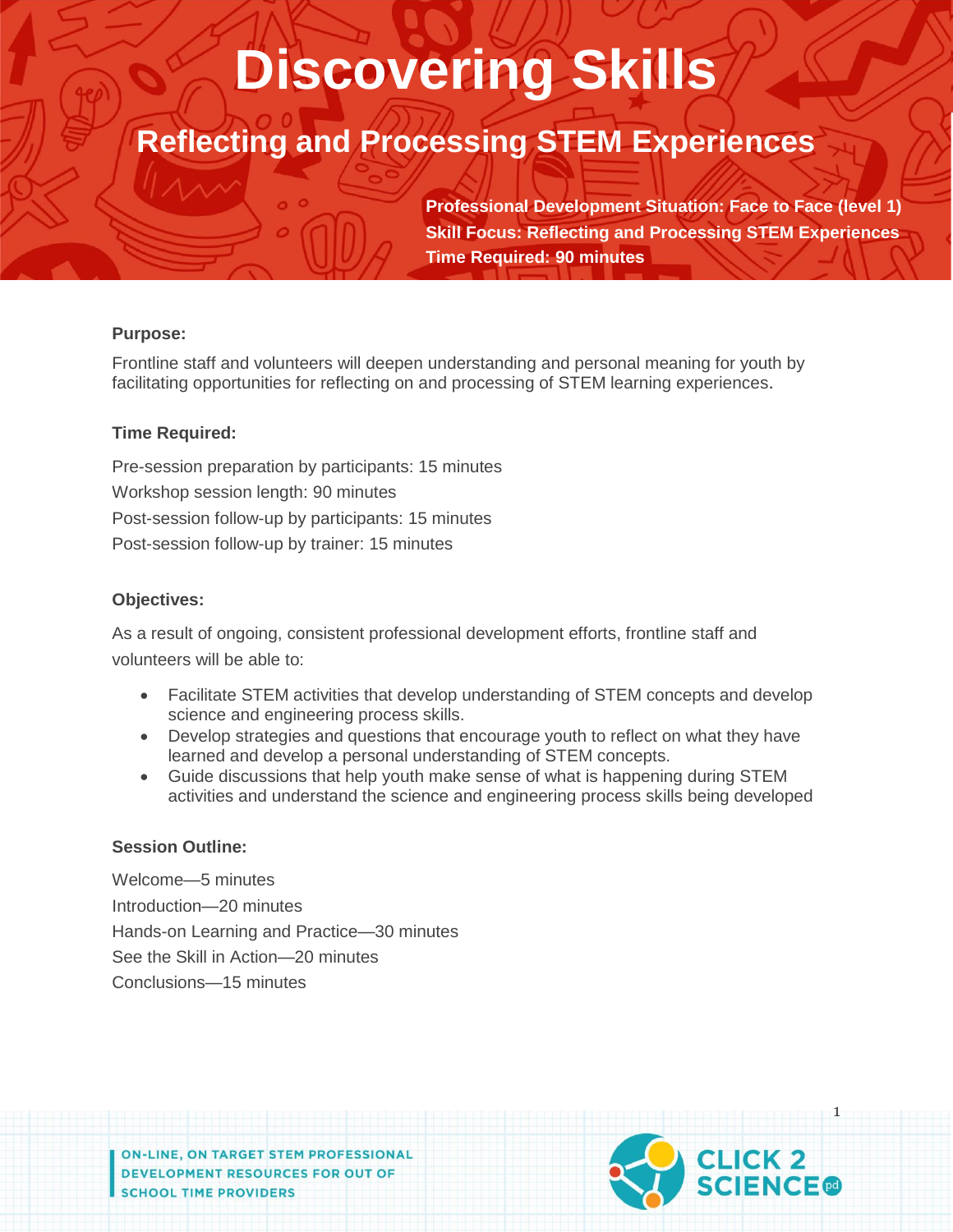# Discovering Skills

## Reflecting and Processing STEM Experiences

**Professional Development Situation: Face to Face (level 1)**
**Skill Focus: Reflecting and Processing STEM Experiences**
**Time Required: 90 minutes**

**Purpose:**

Frontline staff and volunteers will deepen understanding and personal meaning for youth by facilitating opportunities for reflecting on and processing of STEM learning experiences.

**Time Required:**

Pre-session preparation by participants: 15 minutes
Workshop session length: 90 minutes
Post-session follow-up by participants: 15 minutes
Post-session follow-up by trainer: 15 minutes

**Objectives:**

As a result of ongoing, consistent professional development efforts, frontline staff and volunteers will be able to:

- Facilitate STEM activities that develop understanding of STEM concepts and develop science and engineering process skills.
- Develop strategies and questions that encourage youth to reflect on what they have learned and develop a personal understanding of STEM concepts.
- Guide discussions that help youth make sense of what is happening during STEM activities and understand the science and engineering process skills being developed

**Session Outline:**

Welcome—5 minutes
Introduction—20 minutes
Hands-on Learning and Practice—30 minutes
See the Skill in Action—20 minutes
Conclusions—15 minutes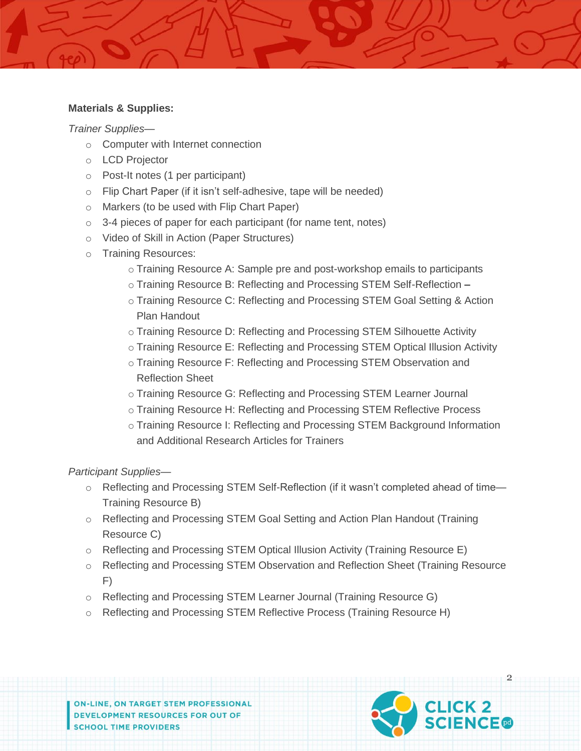**Materials & Supplies:**

*Trainer Supplies—*

- Computer with Internet connection
- LCD Projector
- Post-It notes (1 per participant)
- Flip Chart Paper (if it isn't self-adhesive, tape will be needed)
- Markers (to be used with Flip Chart Paper)
- 3-4 pieces of paper for each participant (for name tent, notes)
- Video of Skill in Action (Paper Structures)
- Training Resources:
  - Training Resource A: Sample pre and post-workshop emails to participants
  - Training Resource B: Reflecting and Processing STEM Self-Reflection **–**
  - Training Resource C: Reflecting and Processing STEM Goal Setting & Action Plan Handout
  - Training Resource D: Reflecting and Processing STEM Silhouette Activity
  - Training Resource E: Reflecting and Processing STEM Optical Illusion Activity
  - Training Resource F: Reflecting and Processing STEM Observation and Reflection Sheet
  - Training Resource G: Reflecting and Processing STEM Learner Journal
  - Training Resource H: Reflecting and Processing STEM Reflective Process
  - Training Resource I: Reflecting and Processing STEM Background Information and Additional Research Articles for Trainers

*Participant Supplies—*

- Reflecting and Processing STEM Self-Reflection (if it wasn't completed ahead of time—Training Resource B)
- Reflecting and Processing STEM Goal Setting and Action Plan Handout (Training Resource C)
- Reflecting and Processing STEM Optical Illusion Activity (Training Resource E)
- Reflecting and Processing STEM Observation and Reflection Sheet (Training Resource F)
- Reflecting and Processing STEM Learner Journal (Training Resource G)
- Reflecting and Processing STEM Reflective Process (Training Resource H)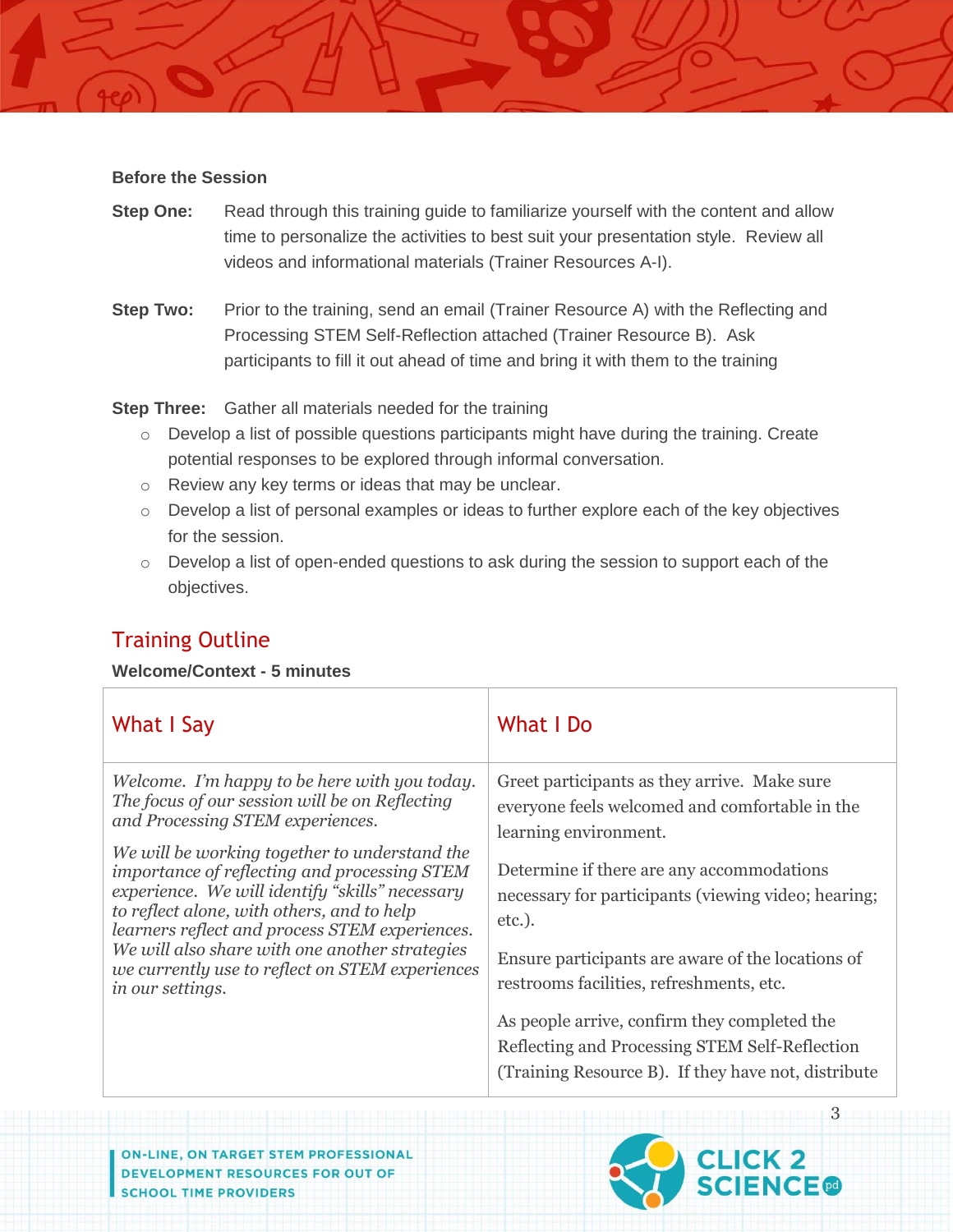**Before the Session**

**Step One:** Read through this training guide to familiarize yourself with the content and allow time to personalize the activities to best suit your presentation style. Review all videos and informational materials (Trainer Resources A-I).

**Step Two:** Prior to the training, send an email (Trainer Resource A) with the Reflecting and Processing STEM Self-Reflection attached (Trainer Resource B). Ask participants to fill it out ahead of time and bring it with them to the training

**Step Three:** Gather all materials needed for the training

- Develop a list of possible questions participants might have during the training. Create potential responses to be explored through informal conversation.
- Review any key terms or ideas that may be unclear.
- Develop a list of personal examples or ideas to further explore each of the key objectives for the session.
- Develop a list of open-ended questions to ask during the session to support each of the objectives.

## Training Outline

**Welcome/Context - 5 minutes**

| What I Say | What I Do |
|---|---|
| *Welcome. I'm happy to be here with you today. The focus of our session will be on Reflecting and Processing STEM experiences.*<br><br>*We will be working together to understand the importance of reflecting and processing STEM experience. We will identify "skills" necessary to reflect alone, with others, and to help learners reflect and process STEM experiences. We will also share with one another strategies we currently use to reflect on STEM experiences in our settings.* | Greet participants as they arrive. Make sure everyone feels welcomed and comfortable in the learning environment.<br><br>Determine if there are any accommodations necessary for participants (viewing video; hearing; etc.).<br><br>Ensure participants are aware of the locations of restrooms facilities, refreshments, etc.<br><br>As people arrive, confirm they completed the Reflecting and Processing STEM Self-Reflection (Training Resource B). If they have not, distribute |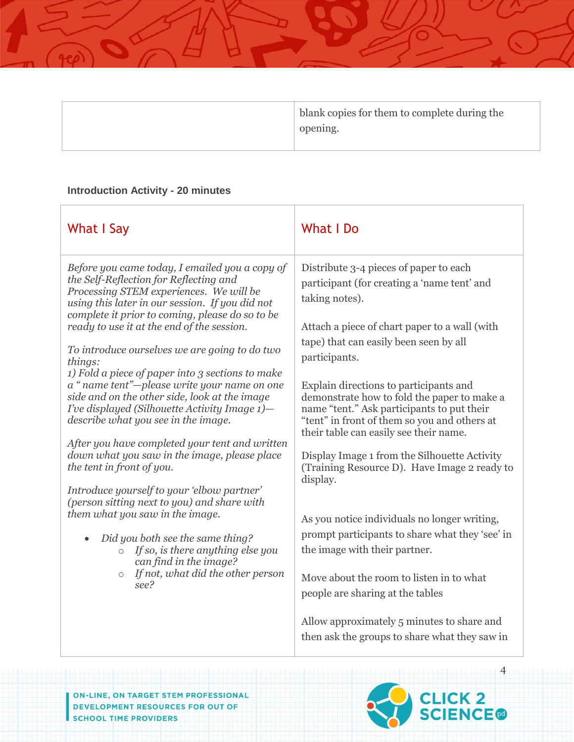| | blank copies for them to complete during the opening. |
|---|---|

**Introduction Activity - 20 minutes**

| What I Say | What I Do |
|---|---|
| *Before you came today, I emailed you a copy of the Self-Reflection for Reflecting and Processing STEM experiences. We will be using this later in our session. If you did not complete it prior to coming, please do so to be ready to use it at the end of the session.*<br><br>*To introduce ourselves we are going to do two things:*<br>*1) Fold a piece of paper into 3 sections to make a " name tent"—please write your name on one side and on the other side, look at the image I've displayed (Silhouette Activity Image 1)—describe what you see in the image.*<br><br>*After you have completed your tent and written down what you saw in the image, please place the tent in front of you.*<br><br>*Introduce yourself to your 'elbow partner' (person sitting next to you) and share with them what you saw in the image.*<br><br>• *Did you both see the same thing?*<br>&nbsp;&nbsp;&nbsp;&nbsp;○ *If so, is there anything else you can find in the image?*<br>&nbsp;&nbsp;&nbsp;&nbsp;○ *If not, what did the other person see?* | Distribute 3-4 pieces of paper to each participant (for creating a 'name tent' and taking notes).<br><br>Attach a piece of chart paper to a wall (with tape) that can easily been seen by all participants.<br><br>Explain directions to participants and demonstrate how to fold the paper to make a name "tent." Ask participants to put their "tent" in front of them so you and others at their table can easily see their name.<br><br>Display Image 1 from the Silhouette Activity (Training Resource D). Have Image 2 ready to display.<br><br>As you notice individuals no longer writing, prompt participants to share what they 'see' in the image with their partner.<br><br>Move about the room to listen in to what people are sharing at the tables<br><br>Allow approximately 5 minutes to share and then ask the groups to share what they saw in |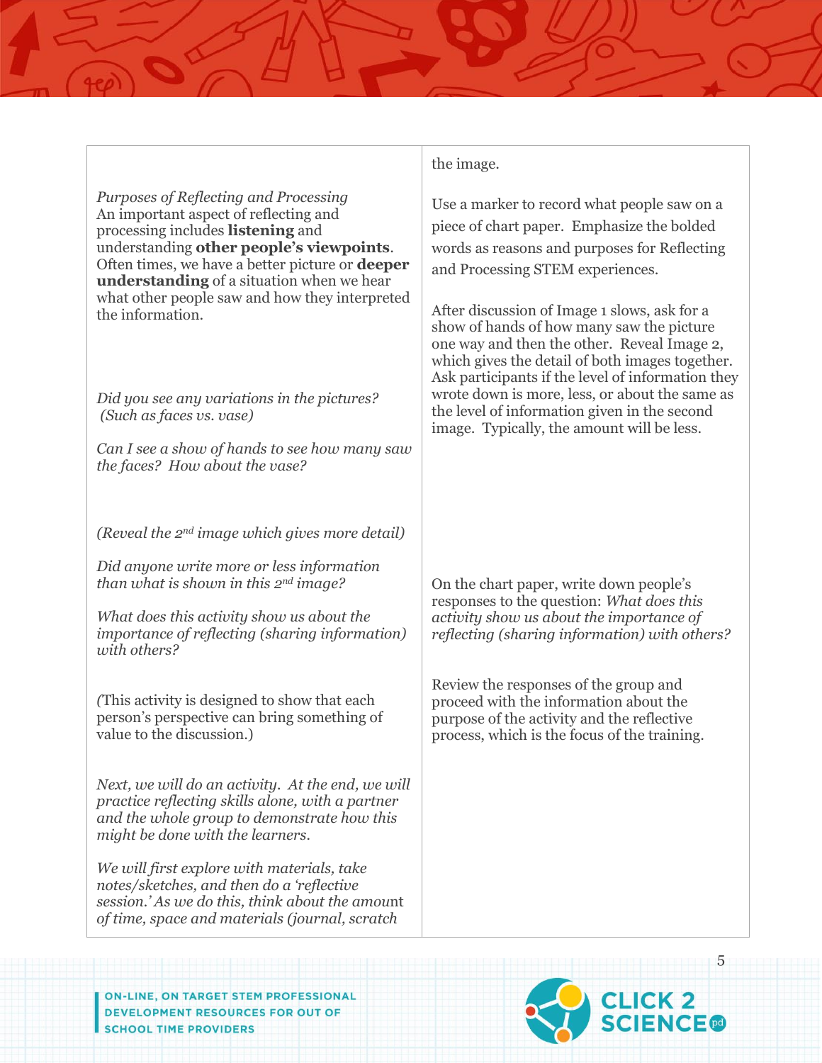| | |
|---|---|
| *Purposes of Reflecting and Processing*<br>An important aspect of reflecting and processing includes **listening** and understanding **other people's viewpoints**. Often times, we have a better picture or **deeper understanding** of a situation when we hear what other people saw and how they interpreted the information. | the image.<br><br>Use a marker to record what people saw on a piece of chart paper. Emphasize the bolded words as reasons and purposes for Reflecting and Processing STEM experiences. |
| *Did you see any variations in the pictures? (Such as faces vs. vase)*<br><br>*Can I see a show of hands to see how many saw the faces? How about the vase?*<br><br>*(Reveal the 2nd image which gives more detail)*<br><br>*Did anyone write more or less information than what is shown in this 2nd image?* | After discussion of Image 1 slows, ask for a show of hands of how many saw the picture one way and then the other. Reveal Image 2, which gives the detail of both images together. Ask participants if the level of information they wrote down is more, less, or about the same as the level of information given in the second image. Typically, the amount will be less. |
| *What does this activity show us about the importance of reflecting (sharing information) with others?* | On the chart paper, write down people's responses to the question: *What does this activity show us about the importance of reflecting (sharing information) with others?* |
| (This activity is designed to show that each person's perspective can bring something of value to the discussion.) | Review the responses of the group and proceed with the information about the purpose of the activity and the reflective process, which is the focus of the training. |
| *Next, we will do an activity. At the end, we will practice reflecting skills alone, with a partner and the whole group to demonstrate how this might be done with the learners.*<br><br>*We will first explore with materials, take notes/sketches, and then do a 'reflective session.' As we do this, think about the amount of time, space and materials (journal, scratch* | |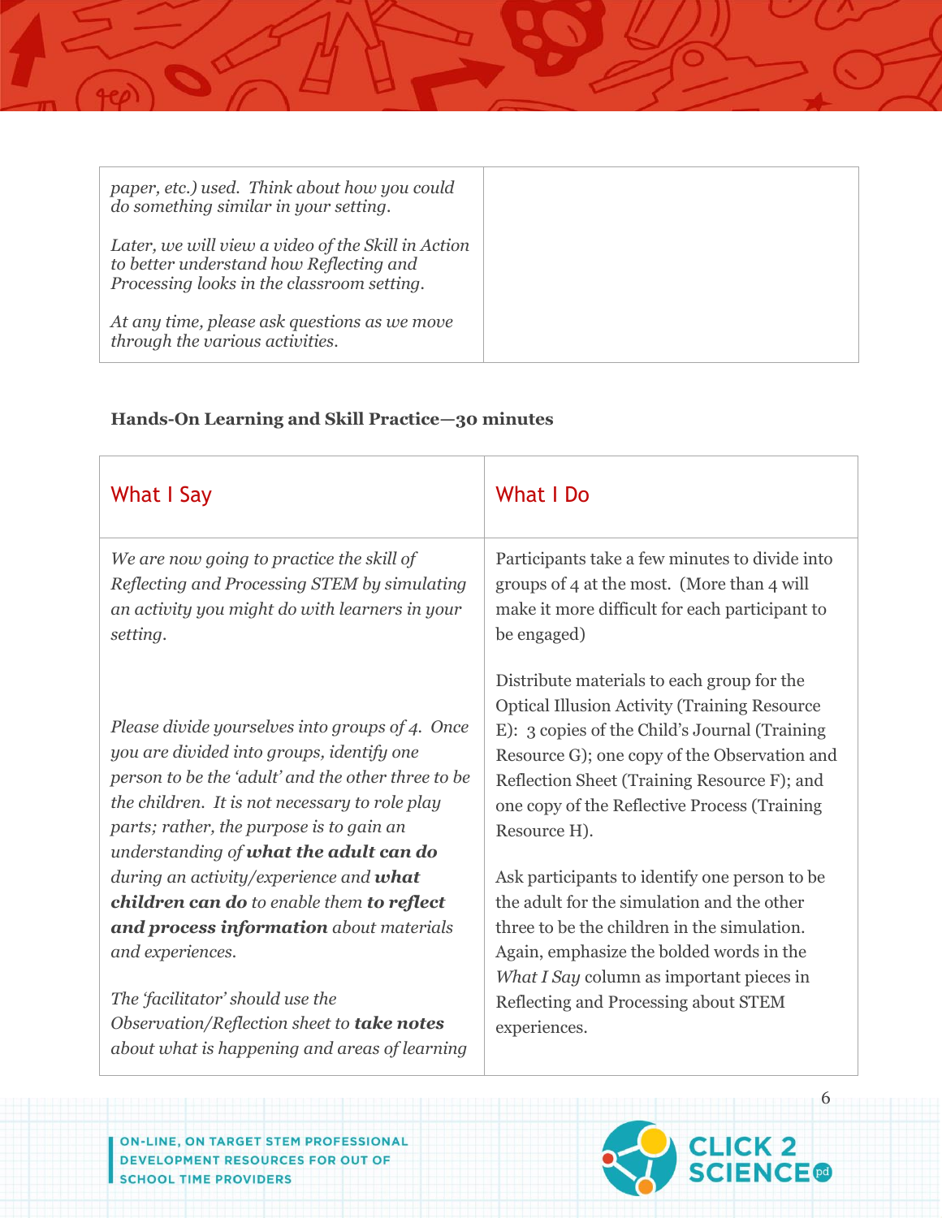| | |
|---|---|
| *paper, etc.) used. Think about how you could do something similar in your setting.*<br><br>*Later, we will view a video of the Skill in Action to better understand how Reflecting and Processing looks in the classroom setting.*<br><br>*At any time, please ask questions as we move through the various activities.* | |

**Hands-On Learning and Skill Practice—30 minutes**

| What I Say | What I Do |
|---|---|
| *We are now going to practice the skill of Reflecting and Processing STEM by simulating an activity you might do with learners in your setting.*<br><br>*Please divide yourselves into groups of 4. Once you are divided into groups, identify one person to be the 'adult' and the other three to be the children. It is not necessary to role play parts; rather, the purpose is to gain an understanding of* ***what the adult can do*** *during an activity/experience and* ***what children can do*** *to enable them* ***to reflect and process information*** *about materials and experiences.*<br><br>*The 'facilitator' should use the Observation/Reflection sheet to* ***take notes*** *about what is happening and areas of learning* | Participants take a few minutes to divide into groups of 4 at the most. (More than 4 will make it more difficult for each participant to be engaged)<br><br>Distribute materials to each group for the Optical Illusion Activity (Training Resource E): 3 copies of the Child's Journal (Training Resource G); one copy of the Observation and Reflection Sheet (Training Resource F); and one copy of the Reflective Process (Training Resource H).<br><br>Ask participants to identify one person to be the adult for the simulation and the other three to be the children in the simulation. Again, emphasize the bolded words in the *What I Say* column as important pieces in Reflecting and Processing about STEM experiences. |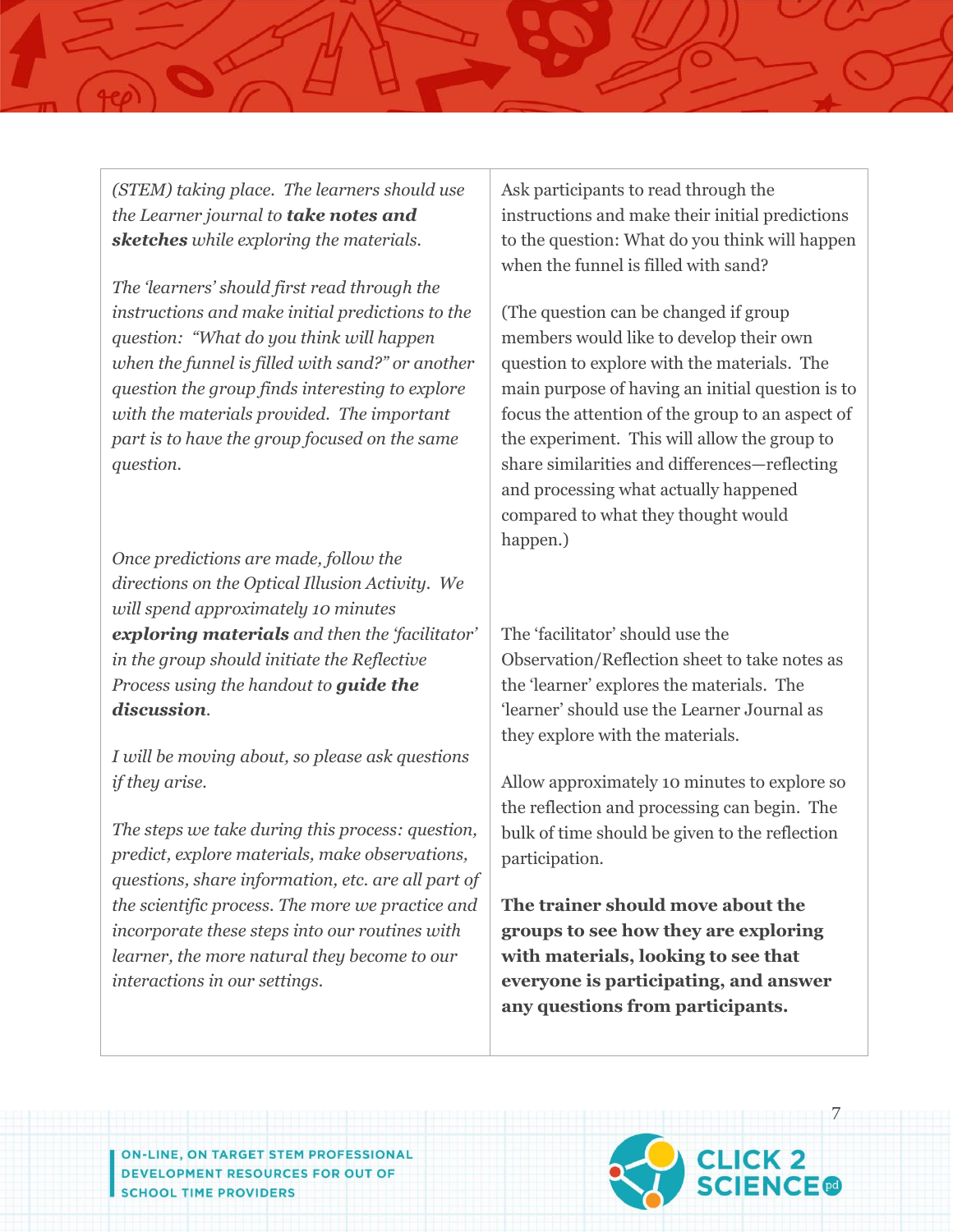| | |
|---|---|
| *(STEM) taking place. The learners should use the Learner journal to* ***take notes and sketches*** *while exploring the materials.*<br><br>*The 'learners' should first read through the instructions and make initial predictions to the question: "What do you think will happen when the funnel is filled with sand?" or another question the group finds interesting to explore with the materials provided. The important part is to have the group focused on the same question.*<br><br>*Once predictions are made, follow the directions on the Optical Illusion Activity. We will spend approximately 10 minutes* ***exploring materials*** *and then the 'facilitator' in the group should initiate the Reflective Process using the handout to* ***guide the discussion****.*<br><br>*I will be moving about, so please ask questions if they arise.*<br><br>*The steps we take during this process: question, predict, explore materials, make observations, questions, share information, etc. are all part of the scientific process. The more we practice and incorporate these steps into our routines with learner, the more natural they become to our interactions in our settings.* | Ask participants to read through the instructions and make their initial predictions to the question: What do you think will happen when the funnel is filled with sand?<br><br>(The question can be changed if group members would like to develop their own question to explore with the materials. The main purpose of having an initial question is to focus the attention of the group to an aspect of the experiment. This will allow the group to share similarities and differences—reflecting and processing what actually happened compared to what they thought would happen.)<br><br>The 'facilitator' should use the Observation/Reflection sheet to take notes as the 'learner' explores the materials. The 'learner' should use the Learner Journal as they explore with the materials.<br><br>Allow approximately 10 minutes to explore so the reflection and processing can begin. The bulk of time should be given to the reflection participation.<br><br>**The trainer should move about the groups to see how they are exploring with materials, looking to see that everyone is participating, and answer any questions from participants.** |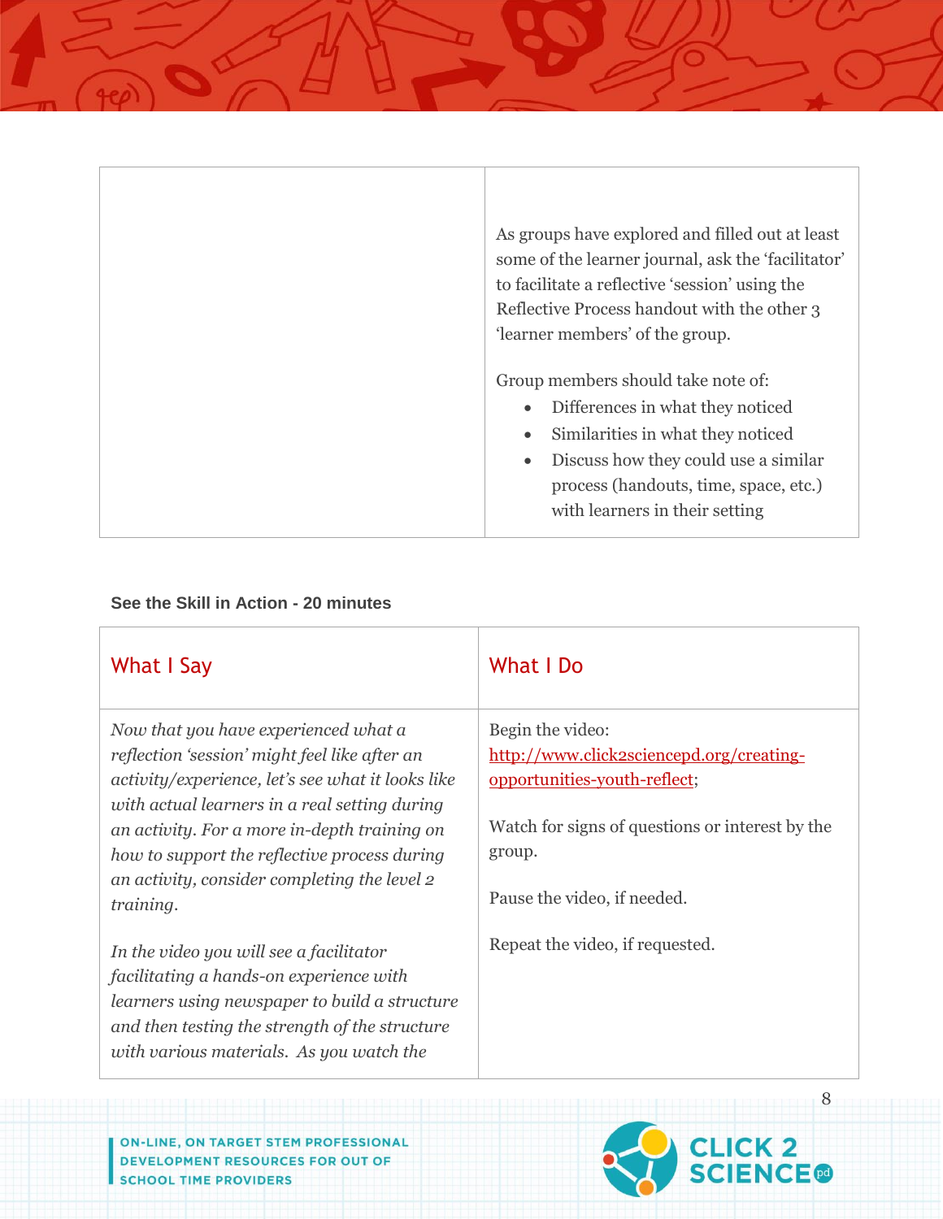| | |
|---|---|
| | As groups have explored and filled out at least some of the learner journal, ask the 'facilitator' to facilitate a reflective 'session' using the Reflective Process handout with the other 3 'learner members' of the group.<br><br>Group members should take note of:<br>• Differences in what they noticed<br>• Similarities in what they noticed<br>• Discuss how they could use a similar process (handouts, time, space, etc.) with learners in their setting |

**See the Skill in Action - 20 minutes**

| What I Say | What I Do |
|---|---|
| *Now that you have experienced what a reflection 'session' might feel like after an activity/experience, let's see what it looks like with actual learners in a real setting during an activity. For a more in-depth training on how to support the reflective process during an activity, consider completing the level 2 training.*<br><br>*In the video you will see a facilitator facilitating a hands-on experience with learners using newspaper to build a structure and then testing the strength of the structure with various materials. As you watch the* | Begin the video: http://www.click2sciencepd.org/creating-opportunities-youth-reflect;<br><br>Watch for signs of questions or interest by the group.<br><br>Pause the video, if needed.<br><br>Repeat the video, if requested. |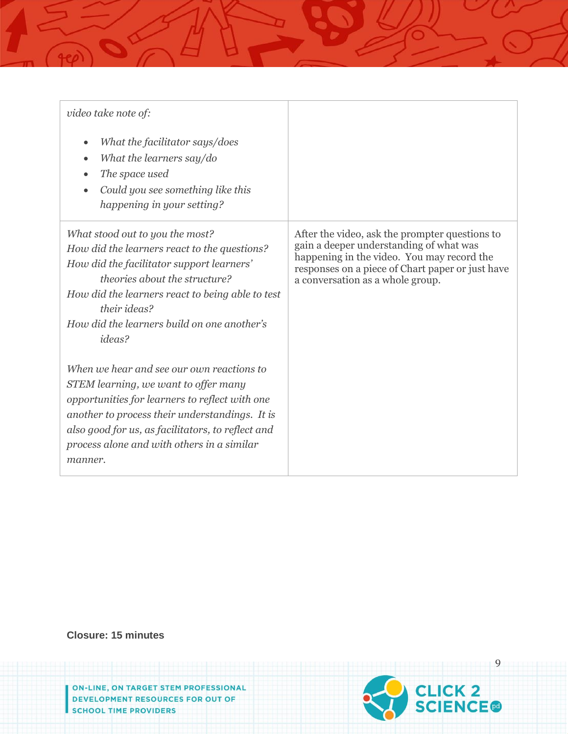| | |
|---|---|
| *video take note of:*<br><br>• *What the facilitator says/does*<br>• *What the learners say/do*<br>• *The space used*<br>• *Could you see something like this happening in your setting?* | |
| *What stood out to you the most?*<br>*How did the learners react to the questions?*<br>*How did the facilitator support learners' theories about the structure?*<br>*How did the learners react to being able to test their ideas?*<br>*How did the learners build on one another's ideas?*<br><br>*When we hear and see our own reactions to STEM learning, we want to offer many opportunities for learners to reflect with one another to process their understandings. It is also good for us, as facilitators, to reflect and process alone and with others in a similar manner.* | After the video, ask the prompter questions to gain a deeper understanding of what was happening in the video. You may record the responses on a piece of Chart paper or just have a conversation as a whole group. |

**Closure: 15 minutes**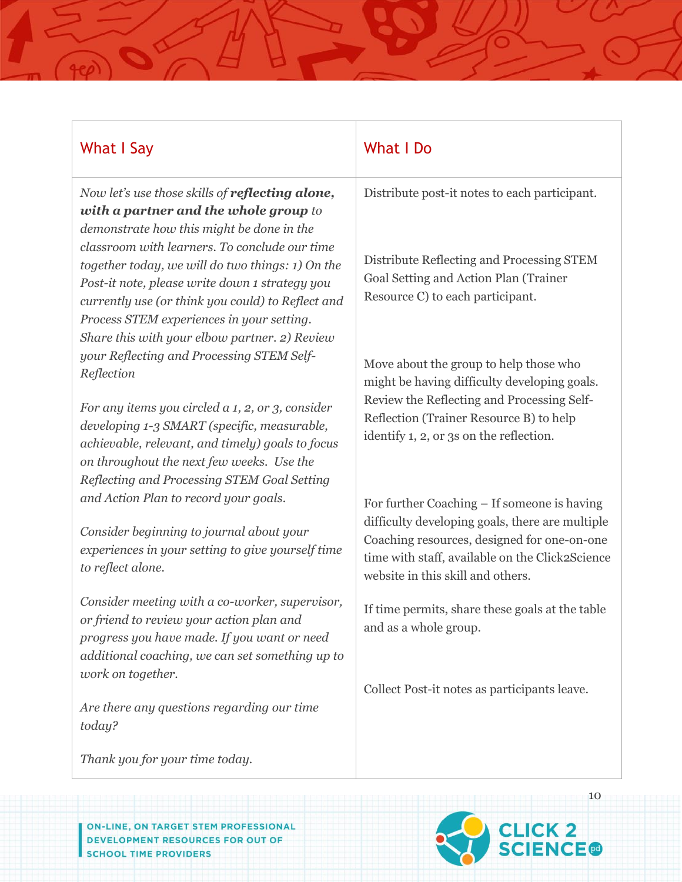| What I Say | What I Do |
|---|---|
| *Now let's use those skills of* ***reflecting alone, with a partner and the whole group*** *to demonstrate how this might be done in the classroom with learners. To conclude our time together today, we will do two things: 1) On the Post-it note, please write down 1 strategy you currently use (or think you could) to Reflect and Process STEM experiences in your setting. Share this with your elbow partner. 2) Review your Reflecting and Processing STEM Self-Reflection*<br><br>*For any items you circled a 1, 2, or 3, consider developing 1-3 SMART (specific, measurable, achievable, relevant, and timely) goals to focus on throughout the next few weeks. Use the Reflecting and Processing STEM Goal Setting and Action Plan to record your goals.*<br><br>*Consider beginning to journal about your experiences in your setting to give yourself time to reflect alone.*<br><br>*Consider meeting with a co-worker, supervisor, or friend to review your action plan and progress you have made. If you want or need additional coaching, we can set something up to work on together.*<br><br>*Are there any questions regarding our time today?*<br><br>*Thank you for your time today.* | Distribute post-it notes to each participant.<br><br>Distribute Reflecting and Processing STEM Goal Setting and Action Plan (Trainer Resource C) to each participant.<br><br>Move about the group to help those who might be having difficulty developing goals. Review the Reflecting and Processing Self-Reflection (Trainer Resource B) to help identify 1, 2, or 3s on the reflection.<br><br>For further Coaching – If someone is having difficulty developing goals, there are multiple Coaching resources, designed for one-on-one time with staff, available on the Click2Science website in this skill and others.<br><br>If time permits, share these goals at the table and as a whole group.<br><br>Collect Post-it notes as participants leave. |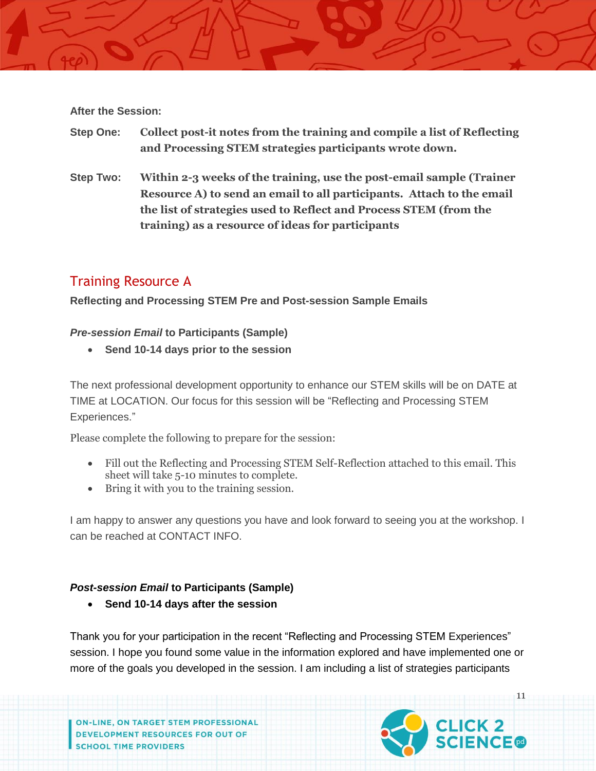**After the Session:**

**Step One:** **Collect post-it notes from the training and compile a list of Reflecting and Processing STEM strategies participants wrote down.**

**Step Two:** **Within 2-3 weeks of the training, use the post-email sample (Trainer Resource A) to send an email to all participants. Attach to the email the list of strategies used to Reflect and Process STEM (from the training) as a resource of ideas for participants**

## Training Resource A

**Reflecting and Processing STEM Pre and Post-session Sample Emails**

***Pre-session Email* to Participants (Sample)**

- **Send 10-14 days prior to the session**

The next professional development opportunity to enhance our STEM skills will be on DATE at TIME at LOCATION. Our focus for this session will be "Reflecting and Processing STEM Experiences."

Please complete the following to prepare for the session:

- Fill out the Reflecting and Processing STEM Self-Reflection attached to this email. This sheet will take 5-10 minutes to complete.
- Bring it with you to the training session.

I am happy to answer any questions you have and look forward to seeing you at the workshop. I can be reached at CONTACT INFO.

***Post-session Email* to Participants (Sample)**

- **Send 10-14 days after the session**

Thank you for your participation in the recent "Reflecting and Processing STEM Experiences" session. I hope you found some value in the information explored and have implemented one or more of the goals you developed in the session. I am including a list of strategies participants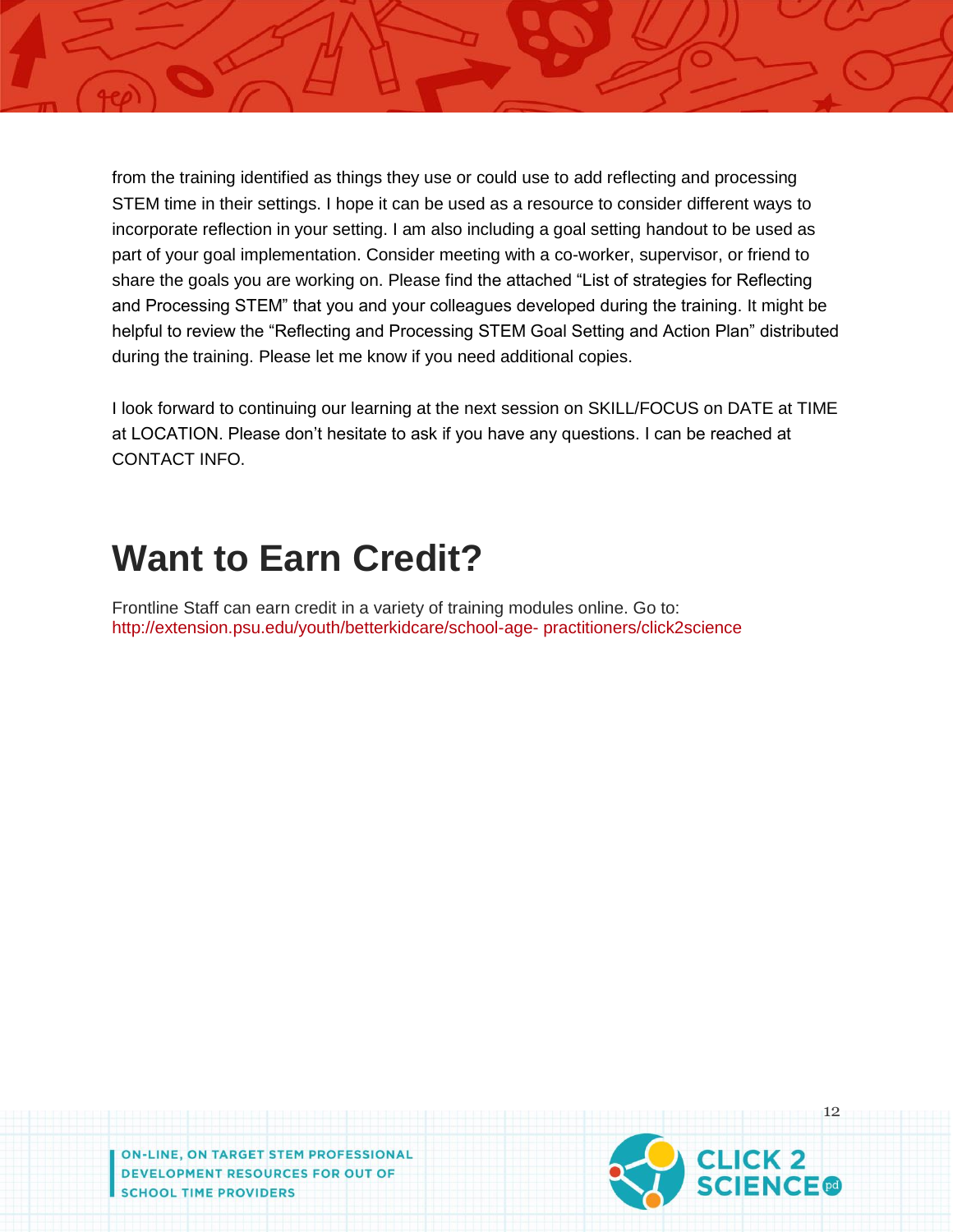from the training identified as things they use or could use to add reflecting and processing STEM time in their settings. I hope it can be used as a resource to consider different ways to incorporate reflection in your setting. I am also including a goal setting handout to be used as part of your goal implementation. Consider meeting with a co-worker, supervisor, or friend to share the goals you are working on. Please find the attached "List of strategies for Reflecting and Processing STEM" that you and your colleagues developed during the training. It might be helpful to review the "Reflecting and Processing STEM Goal Setting and Action Plan" distributed during the training. Please let me know if you need additional copies.

I look forward to continuing our learning at the next session on SKILL/FOCUS on DATE at TIME at LOCATION. Please don't hesitate to ask if you have any questions. I can be reached at CONTACT INFO.

## Want to Earn Credit?

Frontline Staff can earn credit in a variety of training modules online. Go to: http://extension.psu.edu/youth/betterkidcare/school-age- practitioners/click2science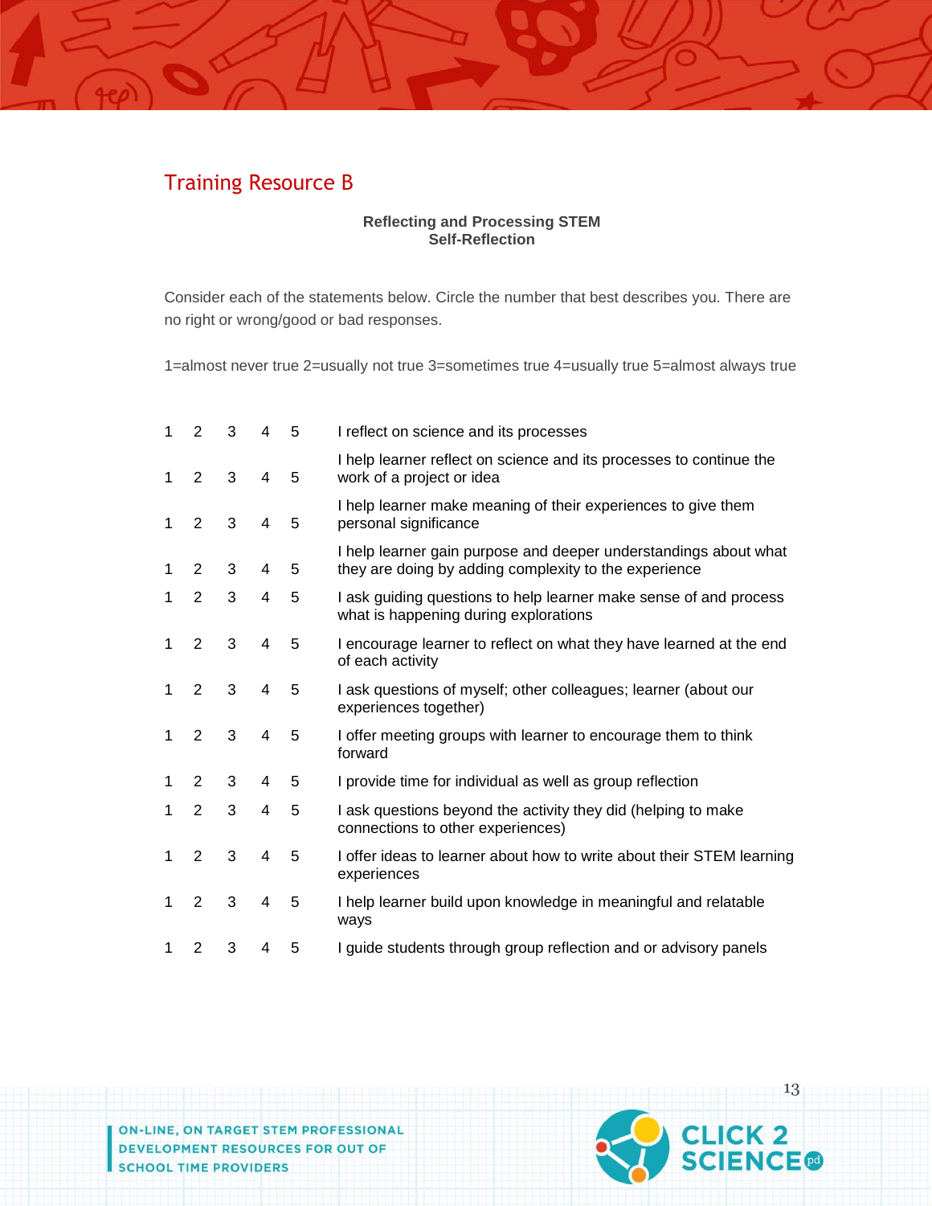## Training Resource B

**Reflecting and Processing STEM**
**Self-Reflection**

Consider each of the statements below. Circle the number that best describes you. There are no right or wrong/good or bad responses.

1=almost never true 2=usually not true 3=sometimes true 4=usually true 5=almost always true

| | | | | | |
|---|---|---|---|---|---|
| 1 | 2 | 3 | 4 | 5 | I reflect on science and its processes |
| 1 | 2 | 3 | 4 | 5 | I help learner reflect on science and its processes to continue the work of a project or idea |
| 1 | 2 | 3 | 4 | 5 | I help learner make meaning of their experiences to give them personal significance |
| 1 | 2 | 3 | 4 | 5 | I help learner gain purpose and deeper understandings about what they are doing by adding complexity to the experience |
| 1 | 2 | 3 | 4 | 5 | I ask guiding questions to help learner make sense of and process what is happening during explorations |
| 1 | 2 | 3 | 4 | 5 | I encourage learner to reflect on what they have learned at the end of each activity |
| 1 | 2 | 3 | 4 | 5 | I ask questions of myself; other colleagues; learner (about our experiences together) |
| 1 | 2 | 3 | 4 | 5 | I offer meeting groups with learner to encourage them to think forward |
| 1 | 2 | 3 | 4 | 5 | I provide time for individual as well as group reflection |
| 1 | 2 | 3 | 4 | 5 | I ask questions beyond the activity they did (helping to make connections to other experiences) |
| 1 | 2 | 3 | 4 | 5 | I offer ideas to learner about how to write about their STEM learning experiences |
| 1 | 2 | 3 | 4 | 5 | I help learner build upon knowledge in meaningful and relatable ways |
| 1 | 2 | 3 | 4 | 5 | I guide students through group reflection and or advisory panels |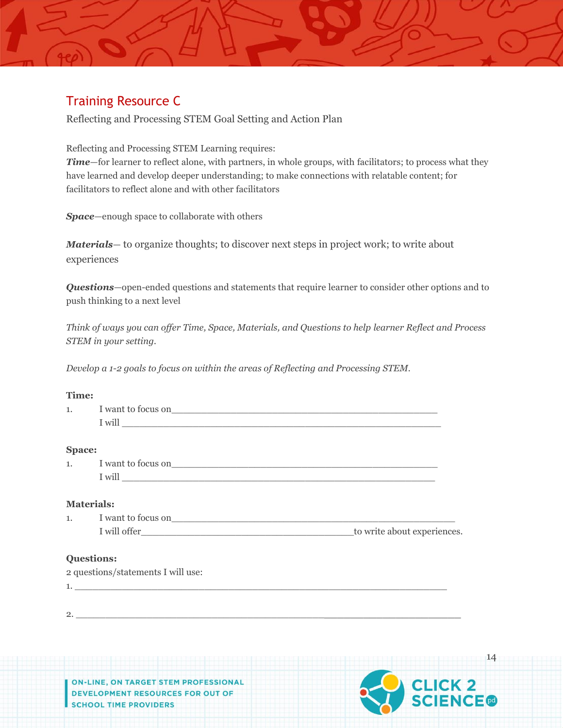## Training Resource C

Reflecting and Processing STEM Goal Setting and Action Plan

Reflecting and Processing STEM Learning requires:
***Time***—for learner to reflect alone, with partners, in whole groups, with facilitators; to process what they have learned and develop deeper understanding; to make connections with relatable content; for facilitators to reflect alone and with other facilitators

***Space***—enough space to collaborate with others

***Materials***— to organize thoughts; to discover next steps in project work; to write about experiences

***Questions***—open-ended questions and statements that require learner to consider other options and to push thinking to a next level

*Think of ways you can offer Time, Space, Materials, and Questions to help learner Reflect and Process STEM in your setting.*

*Develop a 1-2 goals to focus on within the areas of Reflecting and Processing STEM.*

**Time:**

1. I want to focus on___________________________________________________
   I will ____________________________________________________________

**Space:**

1. I want to focus on___________________________________________________
   I will ___________________________________________________________

**Materials:**

1. I want to focus on______________________________________________________
   I will offer________________________________________to write about experiences.

**Questions:**

2 questions/statements I will use:

1. ________________________________________________________________________

2. ___________________________________________________________________________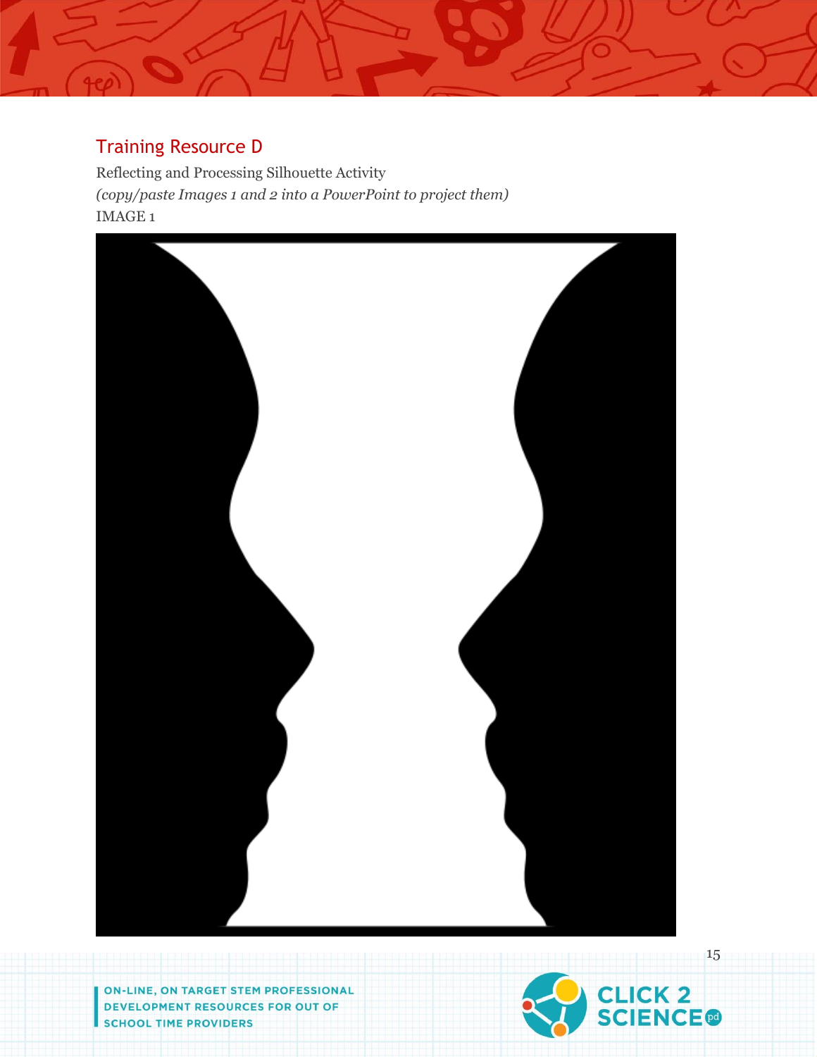## Training Resource D

Reflecting and Processing Silhouette Activity

*(copy/paste Images 1 and 2 into a PowerPoint to project them)*

IMAGE 1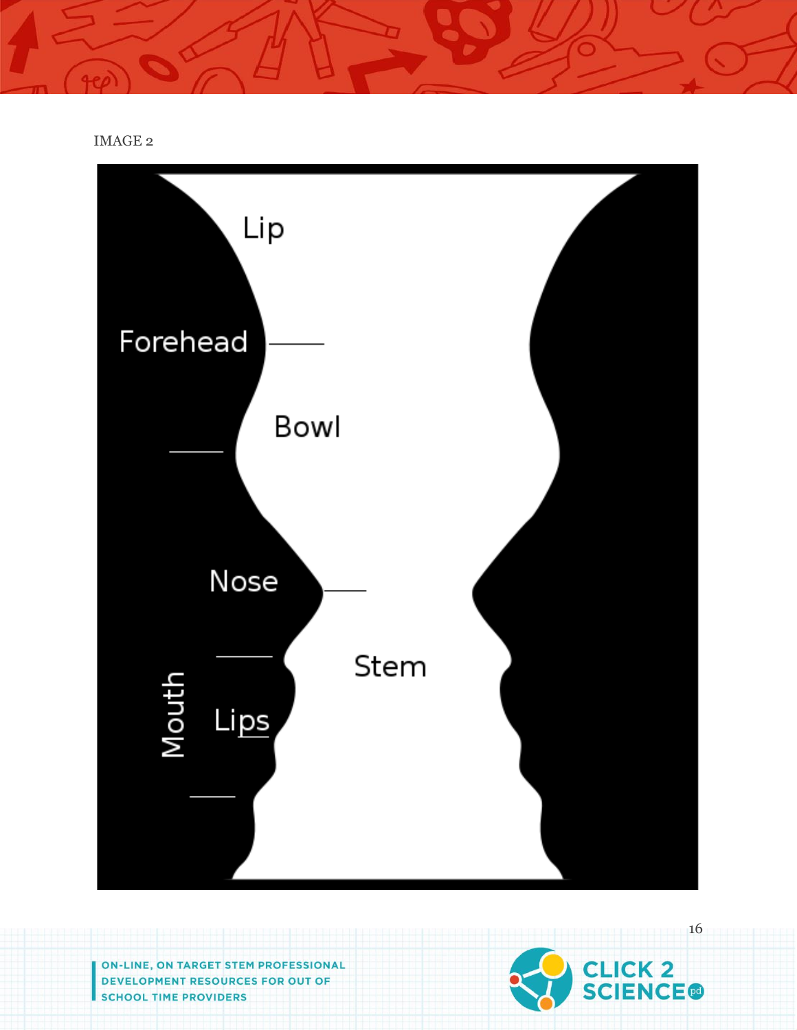IMAGE 2

Lip

Forehead

Bowl

Nose

Stem

Mouth

Lips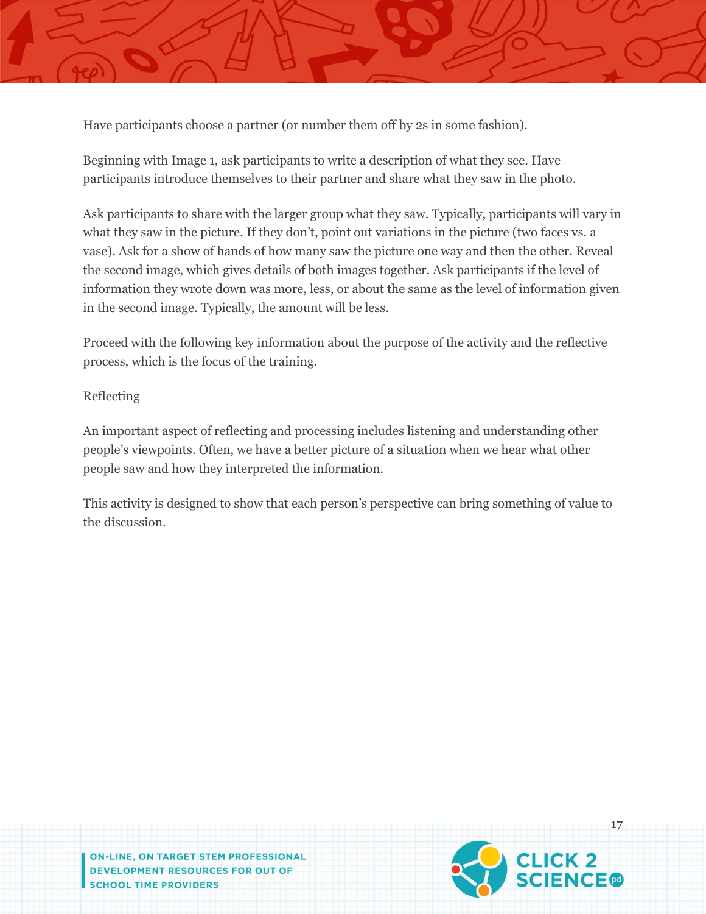Have participants choose a partner (or number them off by 2s in some fashion).

Beginning with Image 1, ask participants to write a description of what they see. Have participants introduce themselves to their partner and share what they saw in the photo.

Ask participants to share with the larger group what they saw. Typically, participants will vary in what they saw in the picture. If they don't, point out variations in the picture (two faces vs. a vase). Ask for a show of hands of how many saw the picture one way and then the other. Reveal the second image, which gives details of both images together. Ask participants if the level of information they wrote down was more, less, or about the same as the level of information given in the second image. Typically, the amount will be less.

Proceed with the following key information about the purpose of the activity and the reflective process, which is the focus of the training.

Reflecting

An important aspect of reflecting and processing includes listening and understanding other people's viewpoints. Often, we have a better picture of a situation when we hear what other people saw and how they interpreted the information.

This activity is designed to show that each person's perspective can bring something of value to the discussion.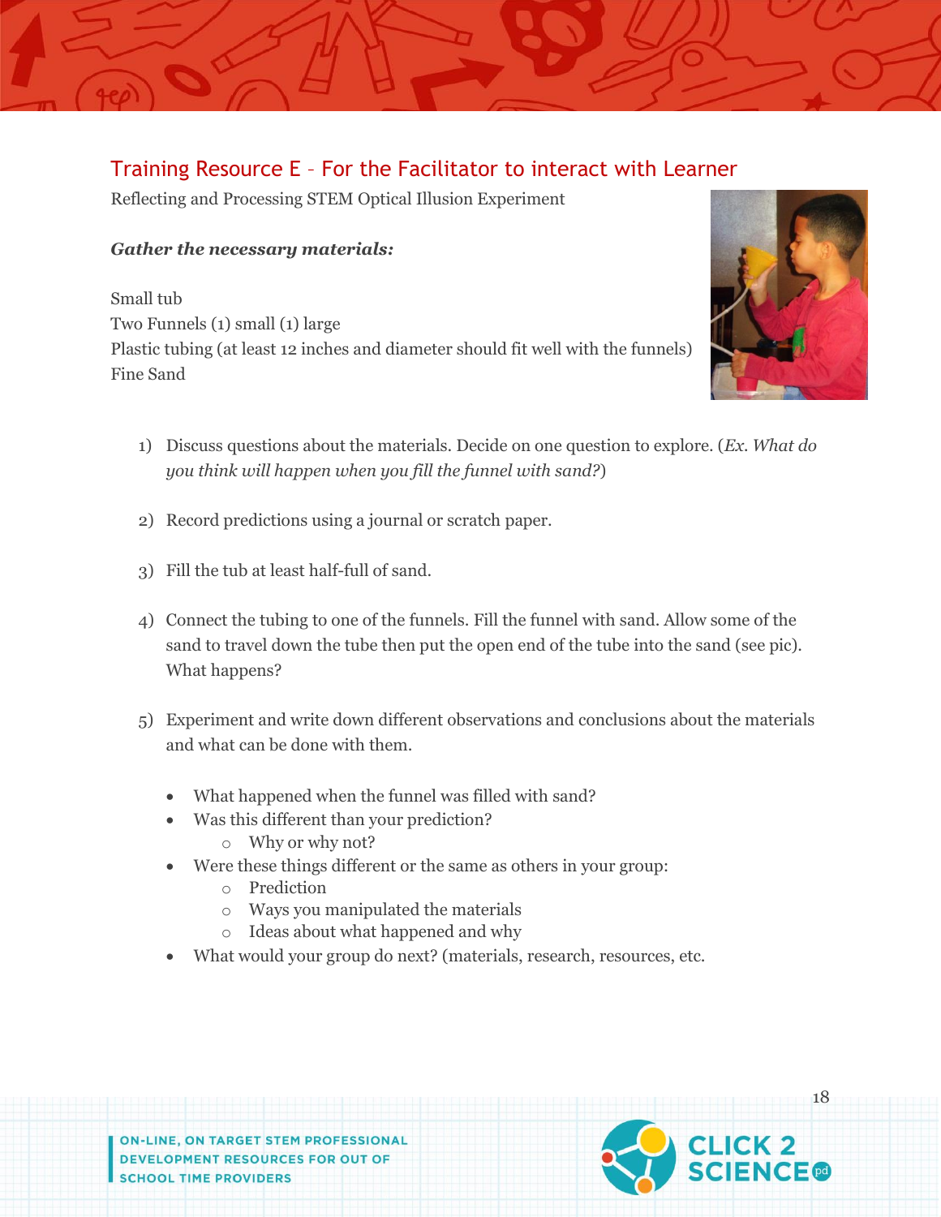## Training Resource E – For the Facilitator to interact with Learner

Reflecting and Processing STEM Optical Illusion Experiment

***Gather the necessary materials:***

Small tub
Two Funnels (1) small (1) large
Plastic tubing (at least 12 inches and diameter should fit well with the funnels)
Fine Sand

1) Discuss questions about the materials. Decide on one question to explore. (*Ex. What do you think will happen when you fill the funnel with sand?*)

2) Record predictions using a journal or scratch paper.

3) Fill the tub at least half-full of sand.

4) Connect the tubing to one of the funnels. Fill the funnel with sand. Allow some of the sand to travel down the tube then put the open end of the tube into the sand (see pic). What happens?

5) Experiment and write down different observations and conclusions about the materials and what can be done with them.

   - What happened when the funnel was filled with sand?
   - Was this different than your prediction?
     - Why or why not?
   - Were these things different or the same as others in your group:
     - Prediction
     - Ways you manipulated the materials
     - Ideas about what happened and why
   - What would your group do next? (materials, research, resources, etc.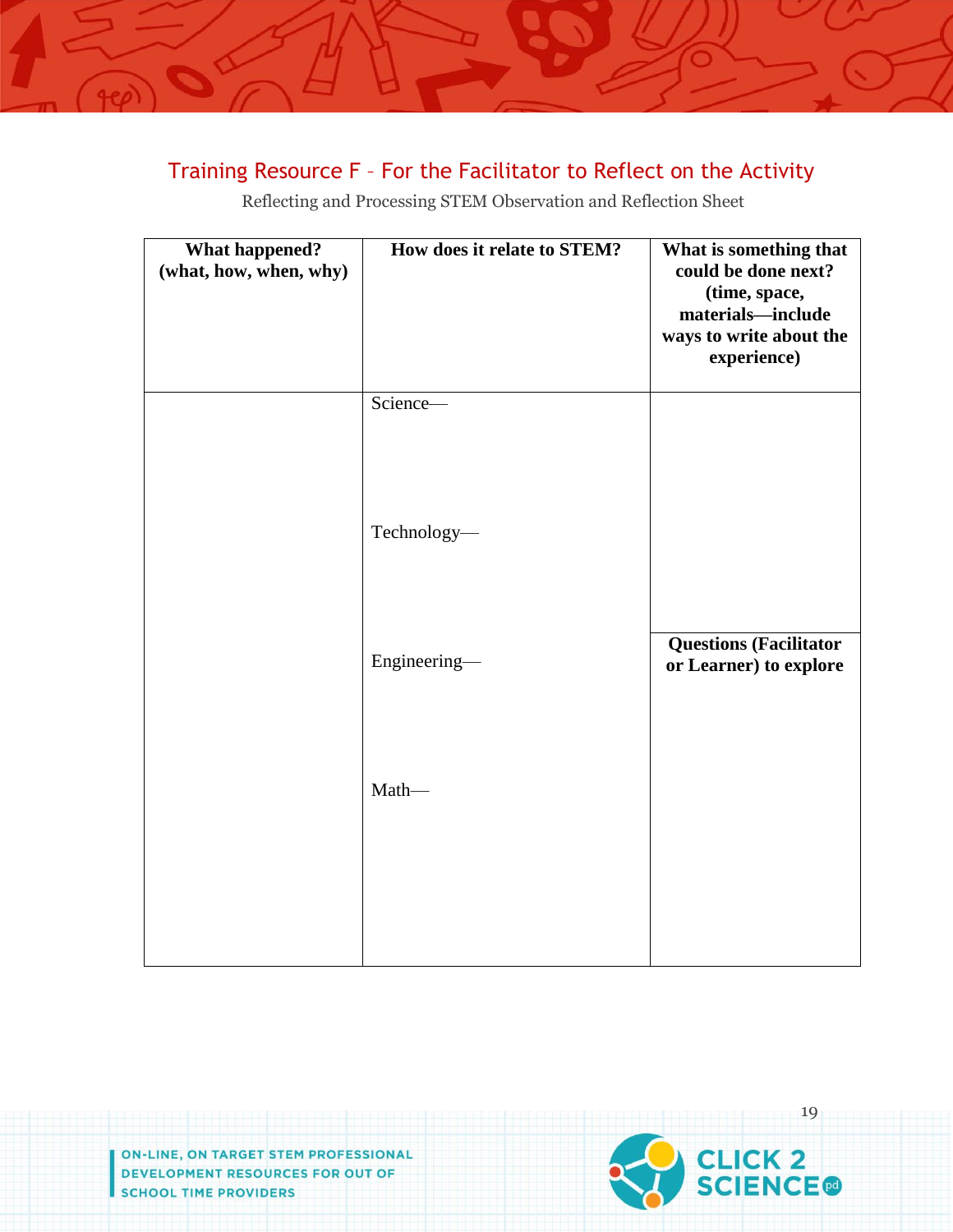## Training Resource F – For the Facilitator to Reflect on the Activity

Reflecting and Processing STEM Observation and Reflection Sheet

| What happened? (what, how, when, why) | How does it relate to STEM? | What is something that could be done next? (time, space, materials—include ways to write about the experience) |
|---|---|---|
| | Science—<br><br>Technology—<br><br>Engineering—<br><br>Math— | <br><br><br><br>**Questions (Facilitator or Learner) to explore** |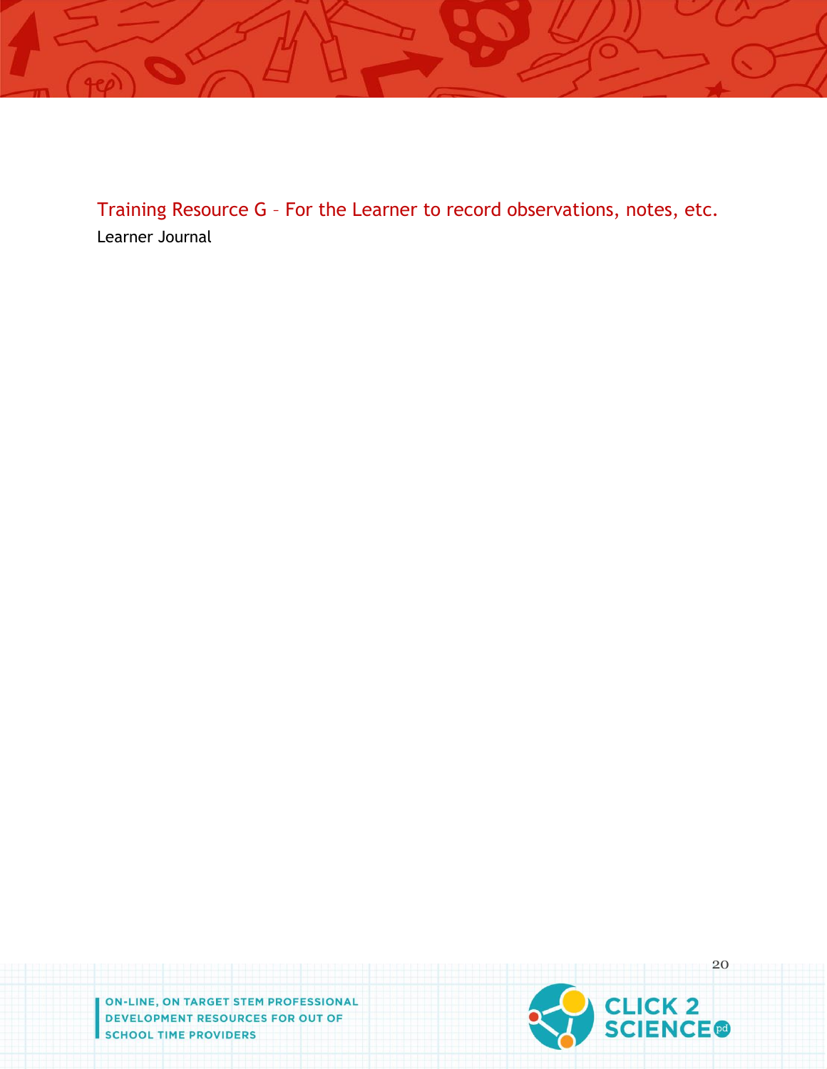## Training Resource G – For the Learner to record observations, notes, etc.

Learner Journal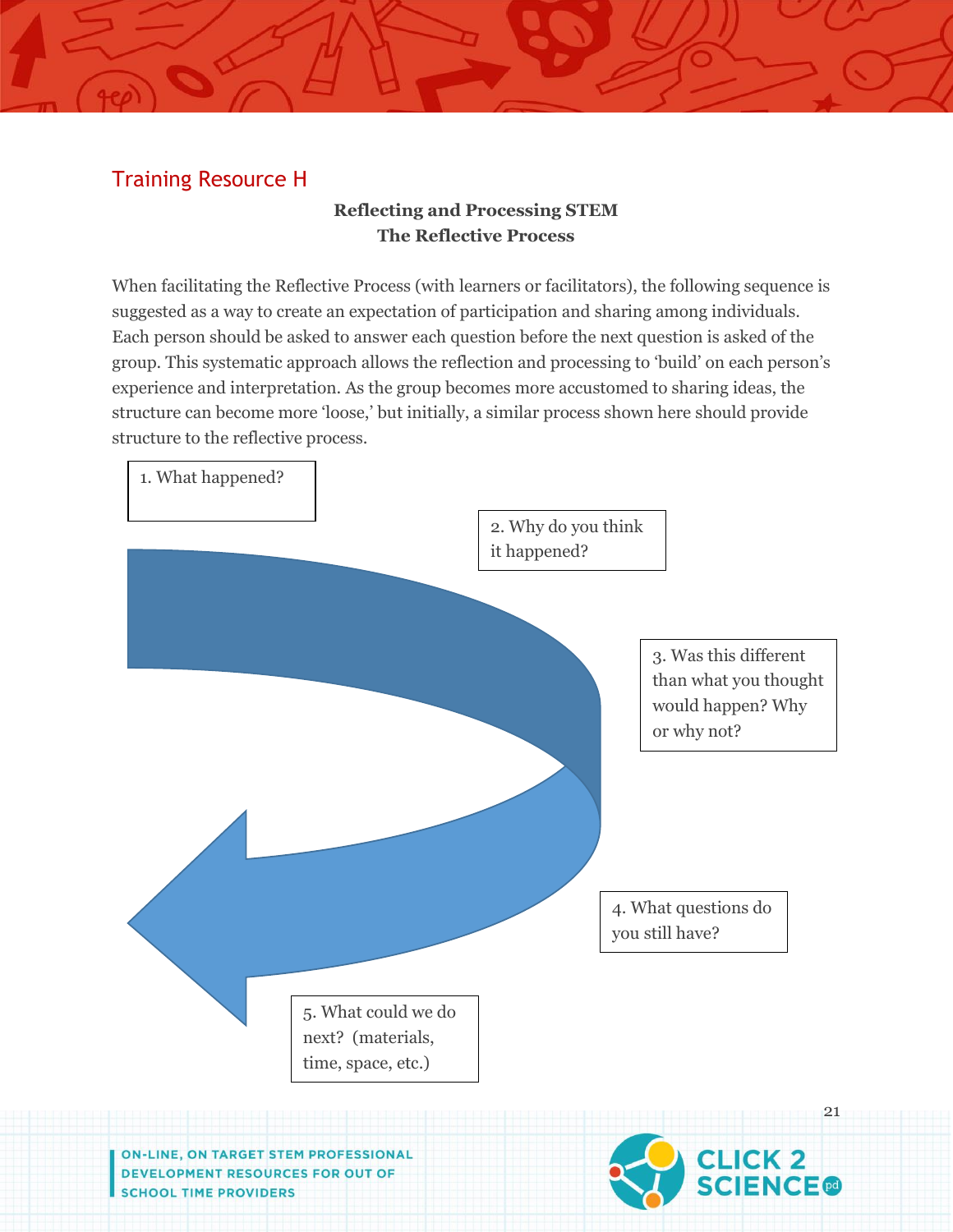## Training Resource H

**Reflecting and Processing STEM**
**The Reflective Process**

When facilitating the Reflective Process (with learners or facilitators), the following sequence is suggested as a way to create an expectation of participation and sharing among individuals. Each person should be asked to answer each question before the next question is asked of the group. This systematic approach allows the reflection and processing to 'build' on each person's experience and interpretation. As the group becomes more accustomed to sharing ideas, the structure can become more 'loose,' but initially, a similar process shown here should provide structure to the reflective process.

1. What happened?

2. Why do you think it happened?

3. Was this different than what you thought would happen? Why or why not?

4. What questions do you still have?

5. What could we do next? (materials, time, space, etc.)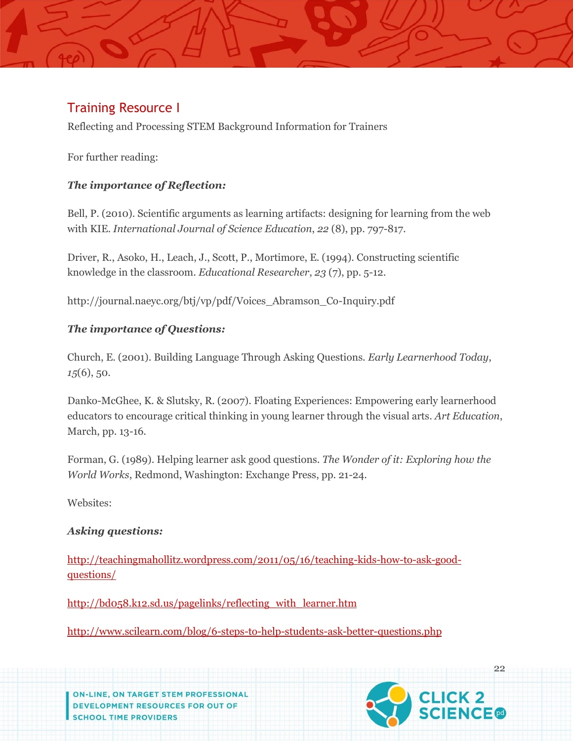## Training Resource I

Reflecting and Processing STEM Background Information for Trainers

For further reading:

***The importance of Reflection:***

Bell, P. (2010). Scientific arguments as learning artifacts: designing for learning from the web with KIE. *International Journal of Science Education*, *22* (8), pp. 797-817.

Driver, R., Asoko, H., Leach, J., Scott, P., Mortimore, E. (1994). Constructing scientific knowledge in the classroom. *Educational Researcher*, *23* (7), pp. 5-12.

http://journal.naeyc.org/btj/vp/pdf/Voices_Abramson_Co-Inquiry.pdf

***The importance of Questions:***

Church, E. (2001). Building Language Through Asking Questions. *Early Learnerhood Today*, *15*(6), 50.

Danko-McGhee, K. & Slutsky, R. (2007). Floating Experiences: Empowering early learnerhood educators to encourage critical thinking in young learner through the visual arts. *Art Education*, March, pp. 13-16.

Forman, G. (1989). Helping learner ask good questions. *The Wonder of it: Exploring how the World Works*, Redmond, Washington: Exchange Press, pp. 21-24.

Websites:

***Asking questions:***

http://teachingmahollitz.wordpress.com/2011/05/16/teaching-kids-how-to-ask-good-questions/

http://bd058.k12.sd.us/pagelinks/reflecting_with_learner.htm

http://www.scilearn.com/blog/6-steps-to-help-students-ask-better-questions.php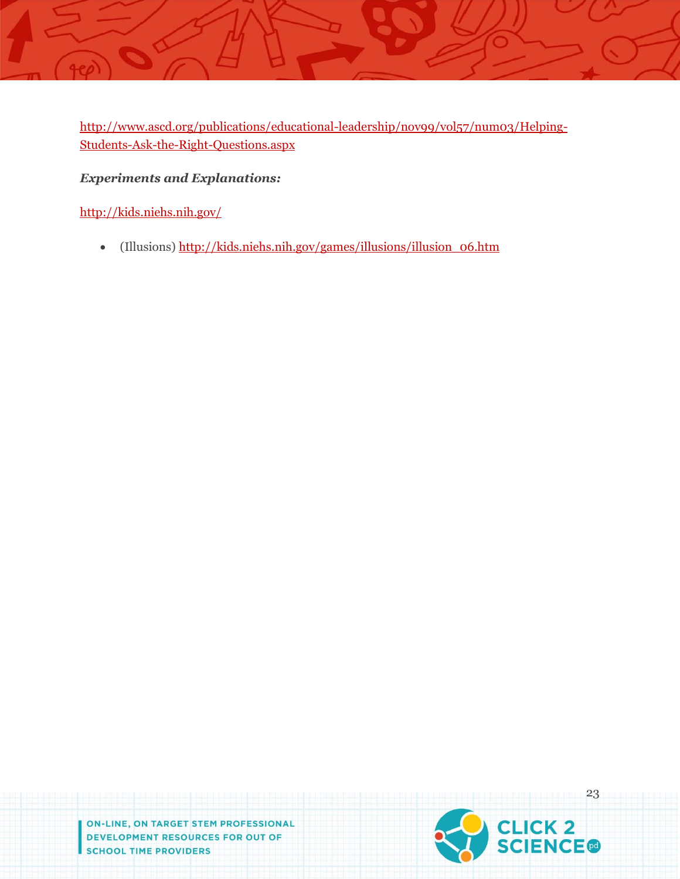http://www.ascd.org/publications/educational-leadership/nov99/vol57/num03/Helping-Students-Ask-the-Right-Questions.aspx

***Experiments and Explanations:***

http://kids.niehs.nih.gov/

- (Illusions) http://kids.niehs.nih.gov/games/illusions/illusion_06.htm